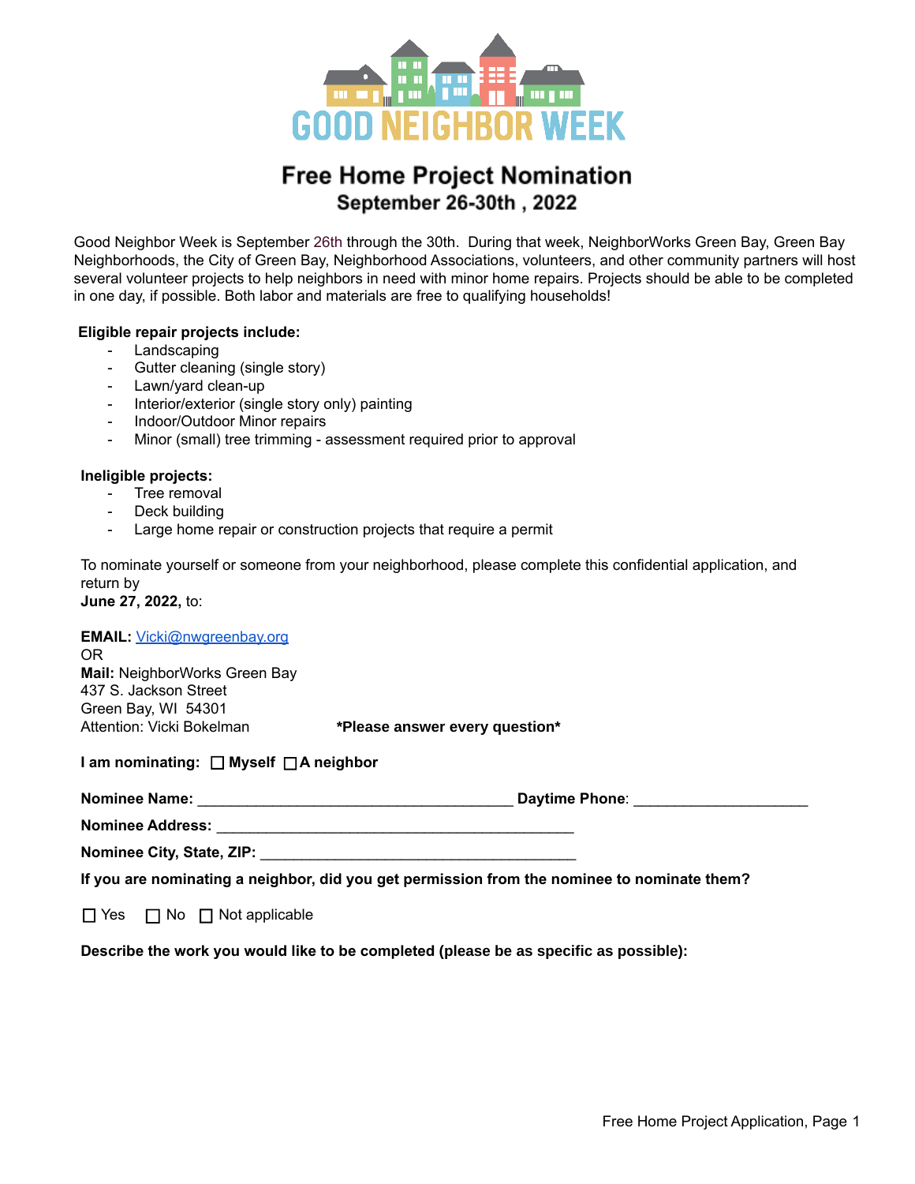# GOOD NEIGHBOR WEEK

## Free Home Project Nomination
### September 26-30th , 2022

Good Neighbor Week is September 26th through the 30th. During that week, NeighborWorks Green Bay, Green Bay Neighborhoods, the City of Green Bay, Neighborhood Associations, volunteers, and other community partners will host several volunteer projects to help neighbors in need with minor home repairs. Projects should be able to be completed in one day, if possible. Both labor and materials are free to qualifying households!

**Eligible repair projects include:**
- Landscaping
- Gutter cleaning (single story)
- Lawn/yard clean-up
- Interior/exterior (single story only) painting
- Indoor/Outdoor Minor repairs
- Minor (small) tree trimming - assessment required prior to approval

**Ineligible projects:**
- Tree removal
- Deck building
- Large home repair or construction projects that require a permit

To nominate yourself or someone from your neighborhood, please complete this confidential application, and return by
**June 27, 2022,** to:

**EMAIL:** Vicki@nwgreenbay.org
OR
**Mail:** NeighborWorks Green Bay
437 S. Jackson Street
Green Bay, WI 54301
Attention: Vicki Bokelman

***Please answer every question***

**I am nominating:** ☐ **Myself** ☐ **A neighbor**

**Nominee Name:** ______________________________________ **Daytime Phone**: ____________________

**Nominee Address:** ___________________________________________

**Nominee City, State, ZIP:** ______________________________________

**If you are nominating a neighbor, did you get permission from the nominee to nominate them?**

☐ Yes ☐ No ☐ Not applicable

**Describe the work you would like to be completed (please be as specific as possible):**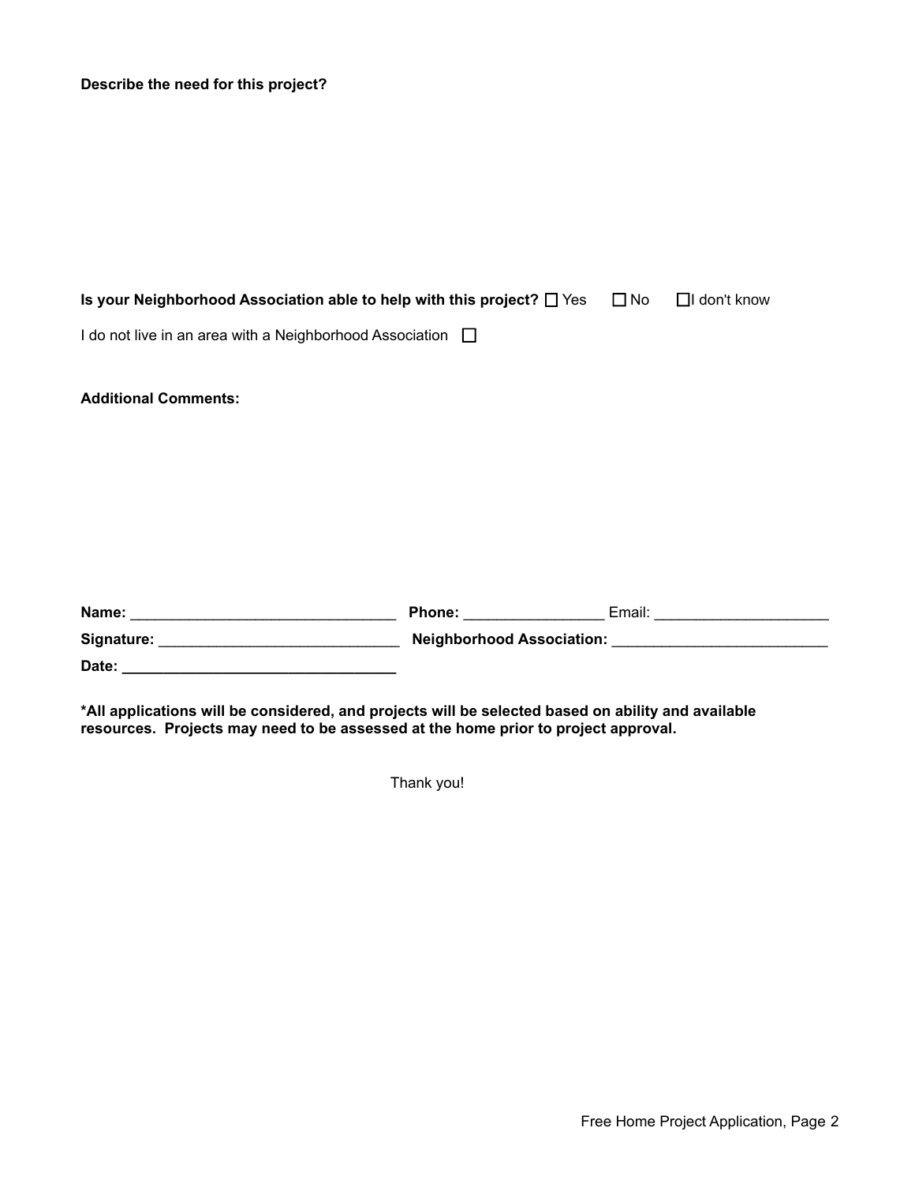**Describe the need for this project?**

**Is your Neighborhood Association able to help with this project?** ☐ Yes ☐ No ☐ I don't know

I do not live in an area with a Neighborhood Association ☐

**Additional Comments:**

**Name:** ______________________________ **Phone:** ________________ Email: ____________________

**Signature:** ___________________________ **Neighborhood Association:** _________________________

**Date:** ______________________________

**\*All applications will be considered, and projects will be selected based on ability and available resources. Projects may need to be assessed at the home prior to project approval.**

Thank you!